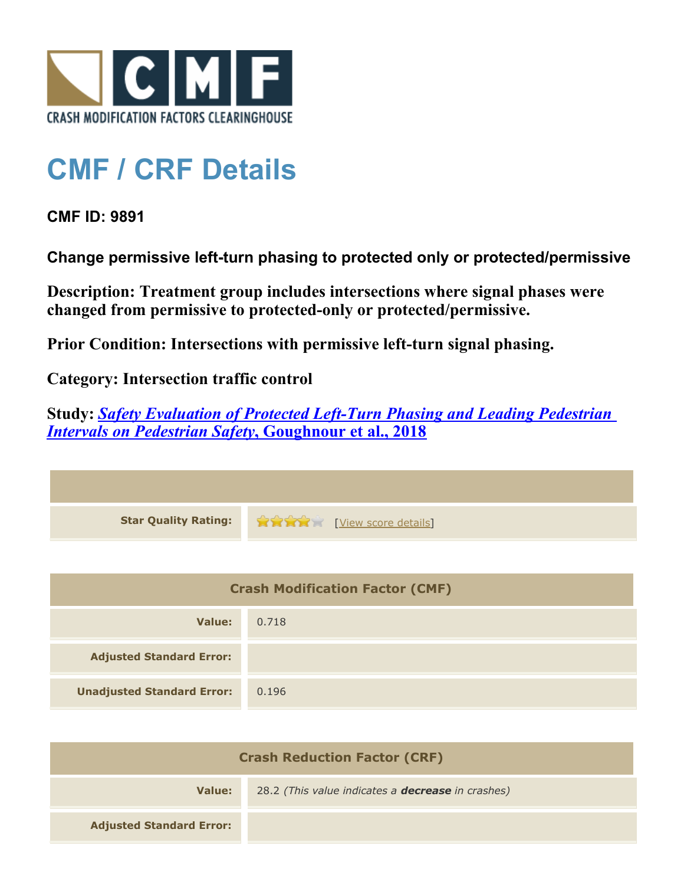CRASH MODIFICATION FACTORS CLEARINGHOUSE

# CMF / CRF Details

## CMF ID: 9891

### Change permissive left-turn phasing to protected only or protected/permissive

**Description: Treatment group includes intersections where signal phases were changed from permissive to protected-only or protected/permissive.**

**Prior Condition: Intersections with permissive left-turn signal phasing.**

**Category: Intersection traffic control**

**Study: *Safety Evaluation of Protected Left-Turn Phasing and Leading Pedestrian Intervals on Pedestrian Safety*, Goughnour et al., 2018**

| | |
|---|---|
| **Star Quality Rating:** | 4 of 5 stars [View score details] |

| Crash Modification Factor (CMF) | |
|---|---|
| **Value:** | 0.718 |
| **Adjusted Standard Error:** | |
| **Unadjusted Standard Error:** | 0.196 |

| Crash Reduction Factor (CRF) | |
|---|---|
| **Value:** | 28.2 *(This value indicates a **decrease** in crashes)* |
| **Adjusted Standard Error:** | |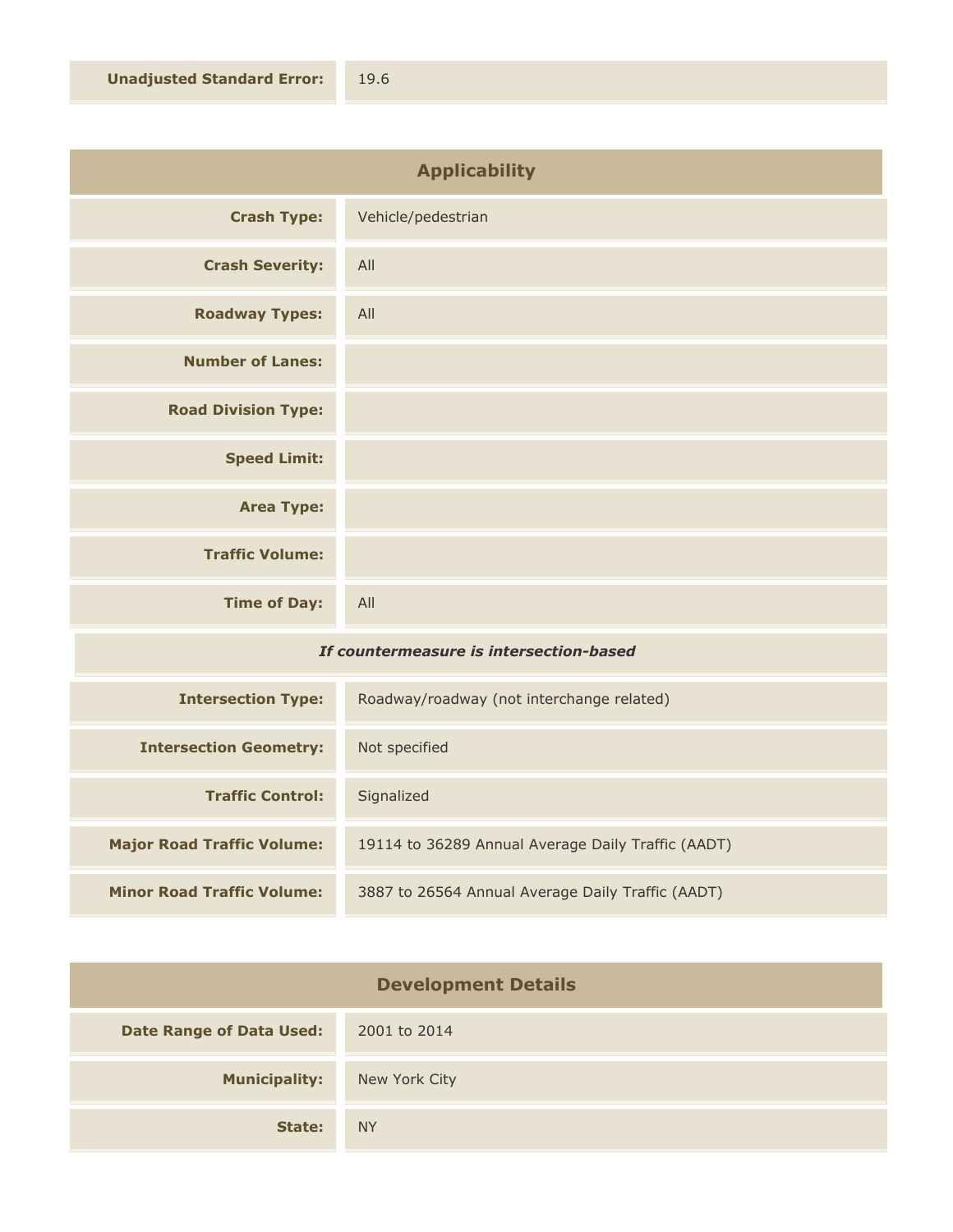| | |
|---|---|
| **Unadjusted Standard Error:** | 19.6 |

## Applicability

| | |
|---|---|
| **Crash Type:** | Vehicle/pedestrian |
| **Crash Severity:** | All |
| **Roadway Types:** | All |
| **Number of Lanes:** | |
| **Road Division Type:** | |
| **Speed Limit:** | |
| **Area Type:** | |
| **Traffic Volume:** | |
| **Time of Day:** | All |

***If countermeasure is intersection-based***

| | |
|---|---|
| **Intersection Type:** | Roadway/roadway (not interchange related) |
| **Intersection Geometry:** | Not specified |
| **Traffic Control:** | Signalized |
| **Major Road Traffic Volume:** | 19114 to 36289 Annual Average Daily Traffic (AADT) |
| **Minor Road Traffic Volume:** | 3887 to 26564 Annual Average Daily Traffic (AADT) |

## Development Details

| | |
|---|---|
| **Date Range of Data Used:** | 2001 to 2014 |
| **Municipality:** | New York City |
| **State:** | NY |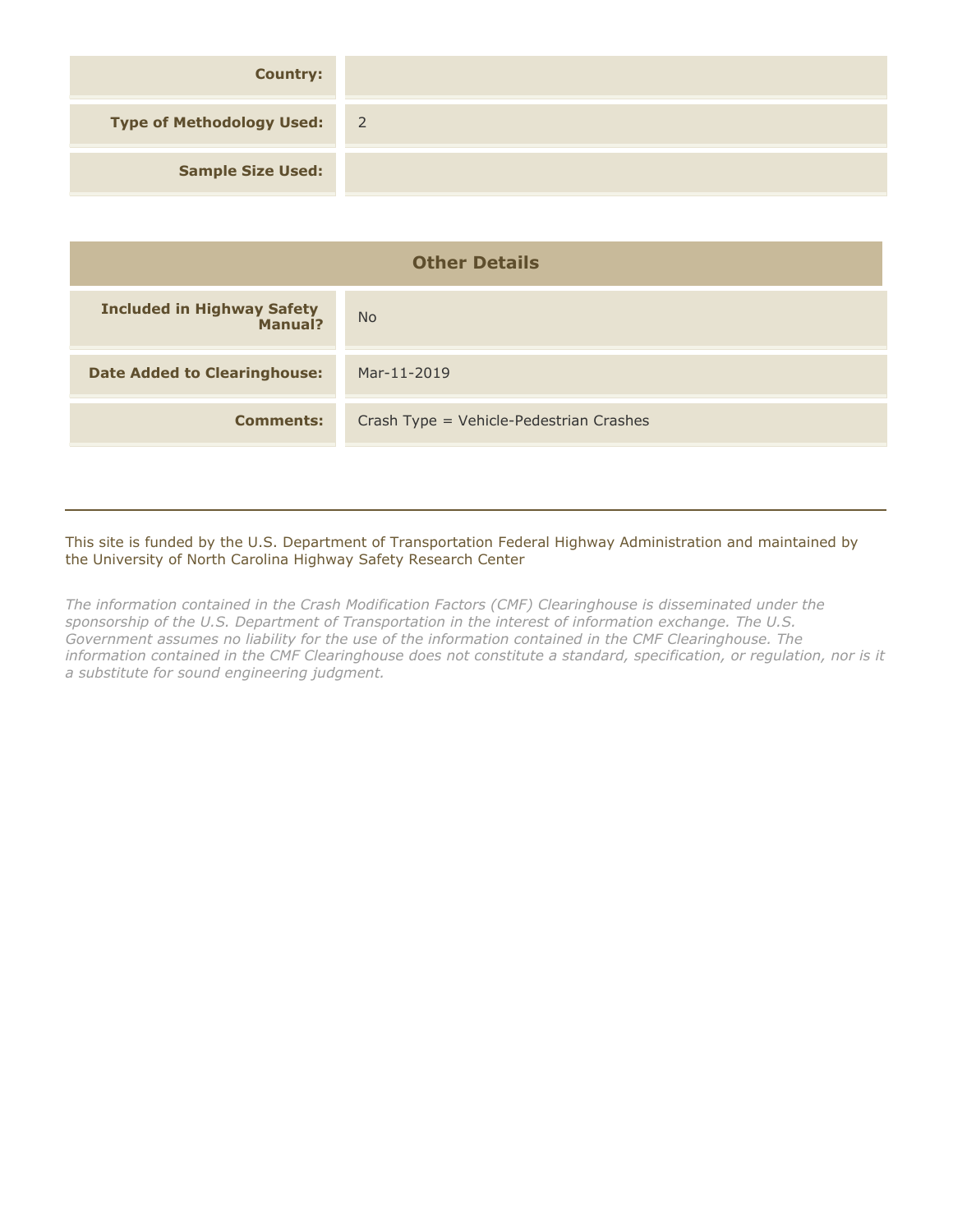| | |
|---|---|
| **Country:** | |
| **Type of Methodology Used:** | 2 |
| **Sample Size Used:** | |

## Other Details

| | |
|---|---|
| **Included in Highway Safety Manual?** | No |
| **Date Added to Clearinghouse:** | Mar-11-2019 |
| **Comments:** | Crash Type = Vehicle-Pedestrian Crashes |

---

This site is funded by the U.S. Department of Transportation Federal Highway Administration and maintained by the University of North Carolina Highway Safety Research Center

*The information contained in the Crash Modification Factors (CMF) Clearinghouse is disseminated under the sponsorship of the U.S. Department of Transportation in the interest of information exchange. The U.S. Government assumes no liability for the use of the information contained in the CMF Clearinghouse. The information contained in the CMF Clearinghouse does not constitute a standard, specification, or regulation, nor is it a substitute for sound engineering judgment.*